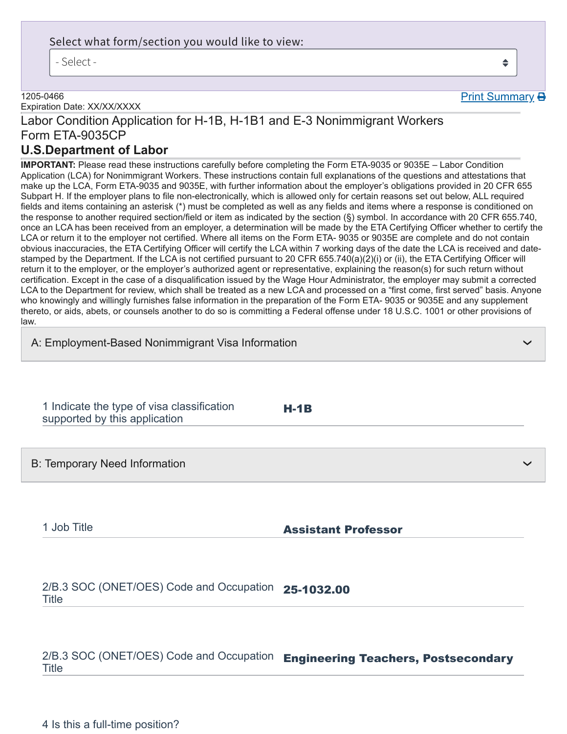Select what form/section you would like to view:

- Select -

1205-0466
Expiration Date: XX/XX/XXXX

Print Summary

# Labor Condition Application for H-1B, H-1B1 and E-3 Nonimmigrant Workers
## Form ETA-9035CP
## U.S.Department of Labor

**IMPORTANT:** Please read these instructions carefully before completing the Form ETA-9035 or 9035E – Labor Condition Application (LCA) for Nonimmigrant Workers. These instructions contain full explanations of the questions and attestations that make up the LCA, Form ETA-9035 and 9035E, with further information about the employer's obligations provided in 20 CFR 655 Subpart H. If the employer plans to file non-electronically, which is allowed only for certain reasons set out below, ALL required fields and items containing an asterisk (*) must be completed as well as any fields and items where a response is conditioned on the response to another required section/field or item as indicated by the section (§) symbol. In accordance with 20 CFR 655.740, once an LCA has been received from an employer, a determination will be made by the ETA Certifying Officer whether to certify the LCA or return it to the employer not certified. Where all items on the Form ETA- 9035 or 9035E are complete and do not contain obvious inaccuracies, the ETA Certifying Officer will certify the LCA within 7 working days of the date the LCA is received and date-stamped by the Department. If the LCA is not certified pursuant to 20 CFR 655.740(a)(2)(i) or (ii), the ETA Certifying Officer will return it to the employer, or the employer's authorized agent or representative, explaining the reason(s) for such return without certification. Except in the case of a disqualification issued by the Wage Hour Administrator, the employer may submit a corrected LCA to the Department for review, which shall be treated as a new LCA and processed on a "first come, first served" basis. Anyone who knowingly and willingly furnishes false information in the preparation of the Form ETA- 9035 or 9035E and any supplement thereto, or aids, abets, or counsels another to do so is committing a Federal offense under 18 U.S.C. 1001 or other provisions of law.

### A: Employment-Based Nonimmigrant Visa Information

| | |
|---|---|
| 1 Indicate the type of visa classification supported by this application | **H-1B** |

### B: Temporary Need Information

| | |
|---|---|
| 1 Job Title | **Assistant Professor** |
| 2/B.3 SOC (ONET/OES) Code and Occupation Title | **25-1032.00** |
| 2/B.3 SOC (ONET/OES) Code and Occupation Title | **Engineering Teachers, Postsecondary** |
| 4 Is this a full-time position? | |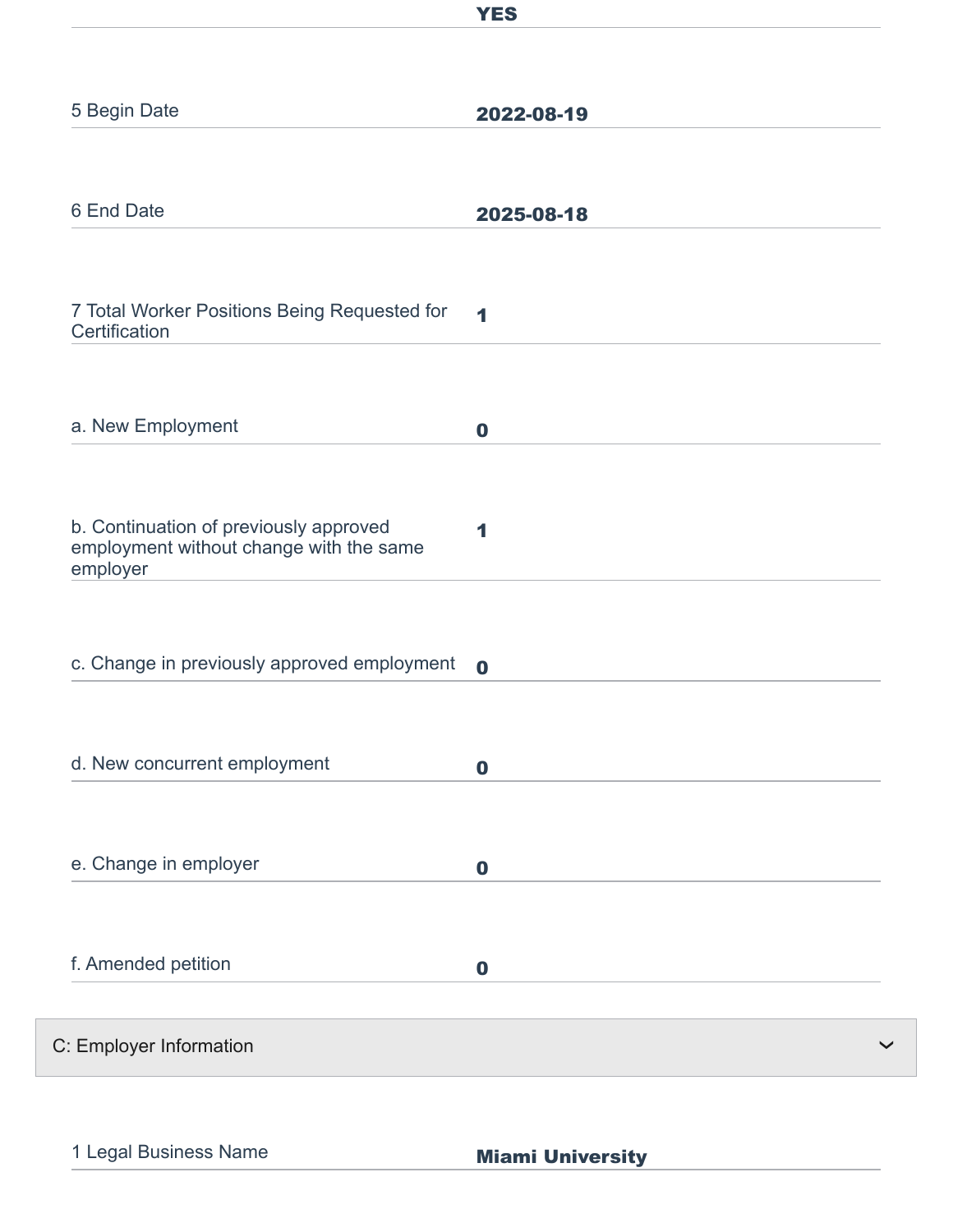| | |
|---|---|
| | **YES** |
| 5 Begin Date | **2022-08-19** |
| 6 End Date | **2025-08-18** |
| 7 Total Worker Positions Being Requested for Certification | **1** |
| a. New Employment | **0** |
| b. Continuation of previously approved employment without change with the same employer | **1** |
| c. Change in previously approved employment | **0** |
| d. New concurrent employment | **0** |
| e. Change in employer | **0** |
| f. Amended petition | **0** |

## C: Employer Information

| | |
|---|---|
| 1 Legal Business Name | **Miami University** |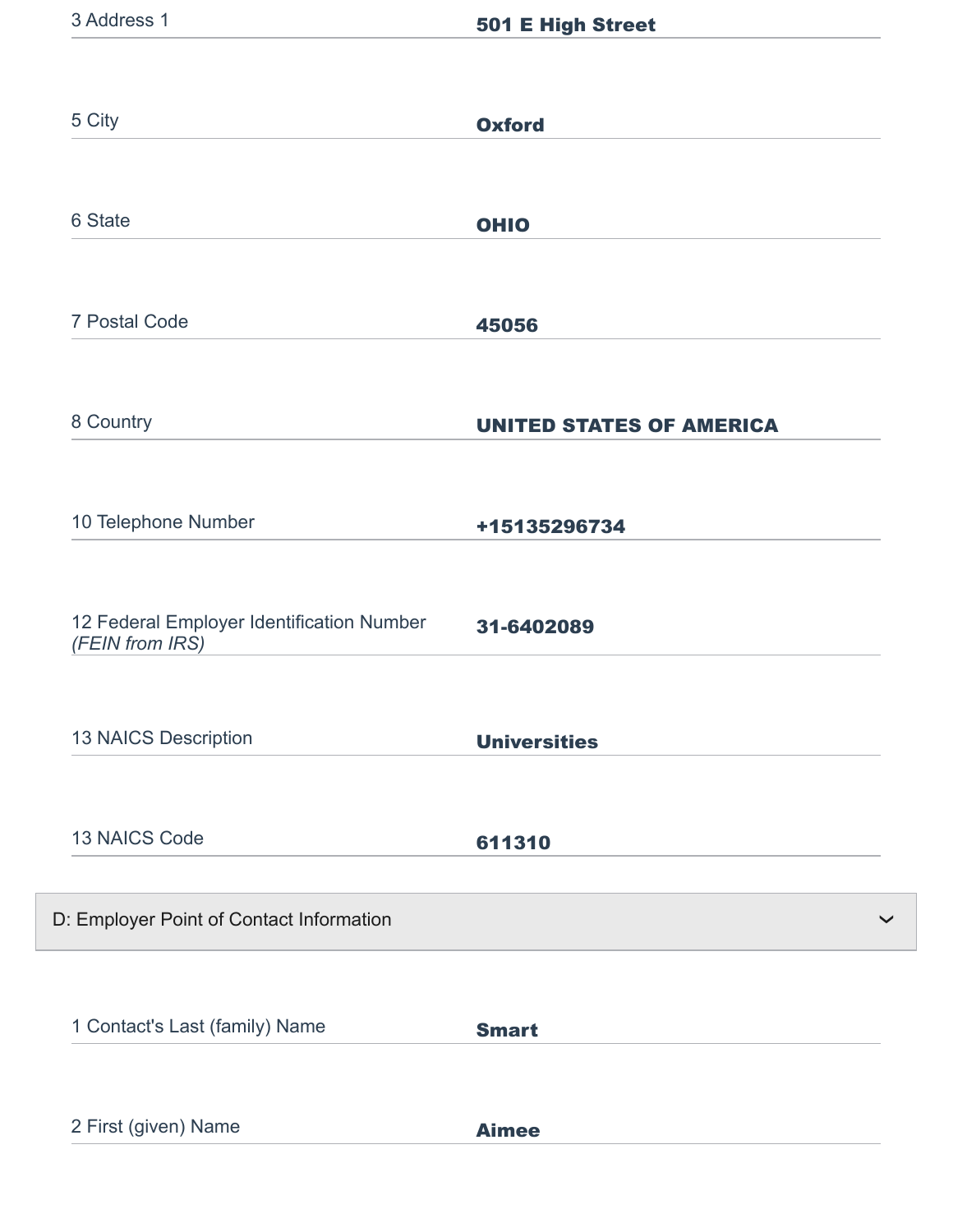| | |
|---|---|
| 3 Address 1 | **501 E High Street** |
| 5 City | **Oxford** |
| 6 State | **OHIO** |
| 7 Postal Code | **45056** |
| 8 Country | **UNITED STATES OF AMERICA** |
| 10 Telephone Number | **+15135296734** |
| 12 Federal Employer Identification Number *(FEIN from IRS)* | **31-6402089** |
| 13 NAICS Description | **Universities** |
| 13 NAICS Code | **611310** |

## D: Employer Point of Contact Information

| | |
|---|---|
| 1 Contact's Last (family) Name | **Smart** |
| 2 First (given) Name | **Aimee** |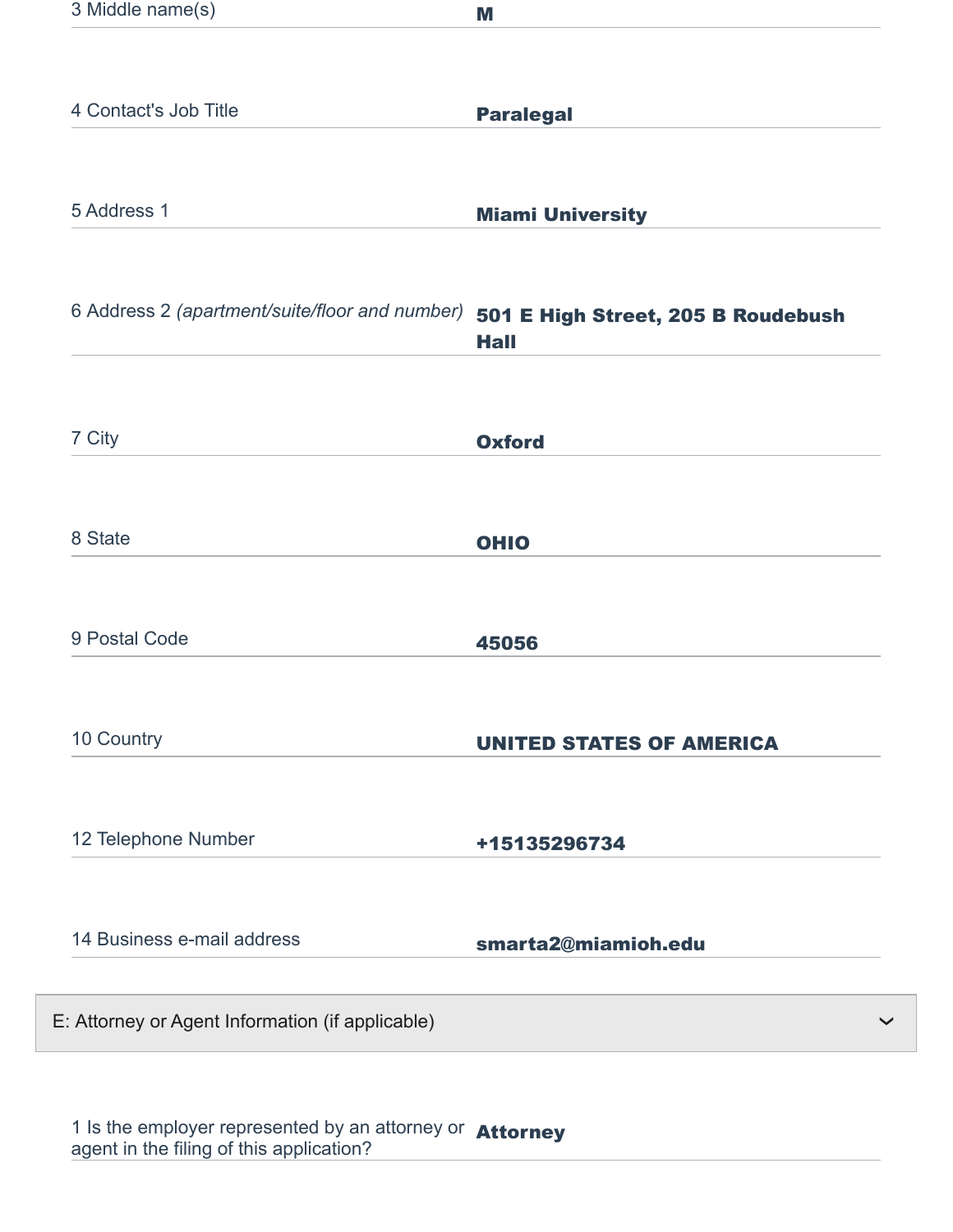| Field | Value |
| --- | --- |
| 3 Middle name(s) | **M** |
| 4 Contact's Job Title | **Paralegal** |
| 5 Address 1 | **Miami University** |
| 6 Address 2 *(apartment/suite/floor and number)* | **501 E High Street, 205 B Roudebush Hall** |
| 7 City | **Oxford** |
| 8 State | **OHIO** |
| 9 Postal Code | **45056** |
| 10 Country | **UNITED STATES OF AMERICA** |
| 12 Telephone Number | **+15135296734** |
| 14 Business e-mail address | **smarta2@miamioh.edu** |

## E: Attorney or Agent Information (if applicable)

| Field | Value |
| --- | --- |
| 1 Is the employer represented by an attorney or agent in the filing of this application? | **Attorney** |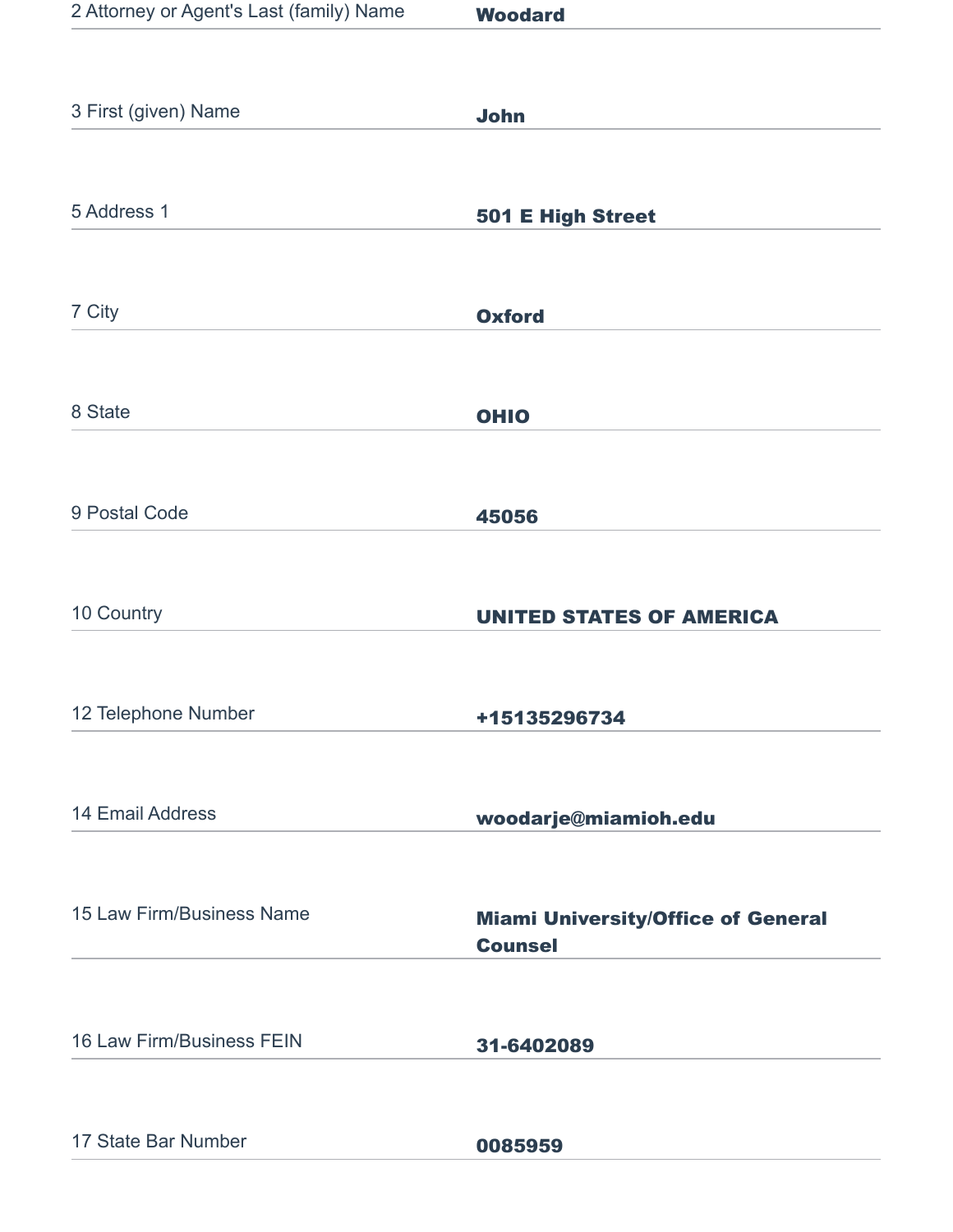| | |
|---|---|
| 2 Attorney or Agent's Last (family) Name | **Woodard** |
| 3 First (given) Name | **John** |
| 5 Address 1 | **501 E High Street** |
| 7 City | **Oxford** |
| 8 State | **OHIO** |
| 9 Postal Code | **45056** |
| 10 Country | **UNITED STATES OF AMERICA** |
| 12 Telephone Number | **+15135296734** |
| 14 Email Address | **woodarje@miamioh.edu** |
| 15 Law Firm/Business Name | **Miami University/Office of General Counsel** |
| 16 Law Firm/Business FEIN | **31-6402089** |
| 17 State Bar Number | **0085959** |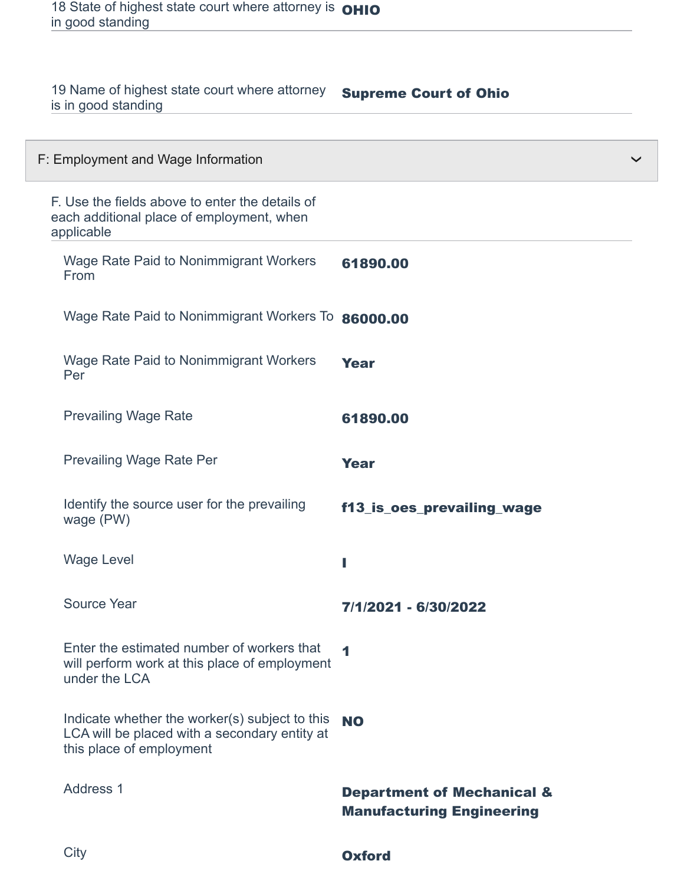| | |
|---|---|
| 18 State of highest state court where attorney is in good standing | **OHIO** |
| 19 Name of highest state court where attorney is in good standing | **Supreme Court of Ohio** |

## F: Employment and Wage Information

F. Use the fields above to enter the details of each additional place of employment, when applicable

| | |
|---|---|
| Wage Rate Paid to Nonimmigrant Workers From | **61890.00** |
| Wage Rate Paid to Nonimmigrant Workers To | **86000.00** |
| Wage Rate Paid to Nonimmigrant Workers Per | **Year** |
| Prevailing Wage Rate | **61890.00** |
| Prevailing Wage Rate Per | **Year** |
| Identify the source user for the prevailing wage (PW) | **f13_is_oes_prevailing_wage** |
| Wage Level | **I** |
| Source Year | **7/1/2021 - 6/30/2022** |
| Enter the estimated number of workers that will perform work at this place of employment under the LCA | **1** |
| Indicate whether the worker(s) subject to this LCA will be placed with a secondary entity at this place of employment | **NO** |
| Address 1 | **Department of Mechanical & Manufacturing Engineering** |
| City | **Oxford** |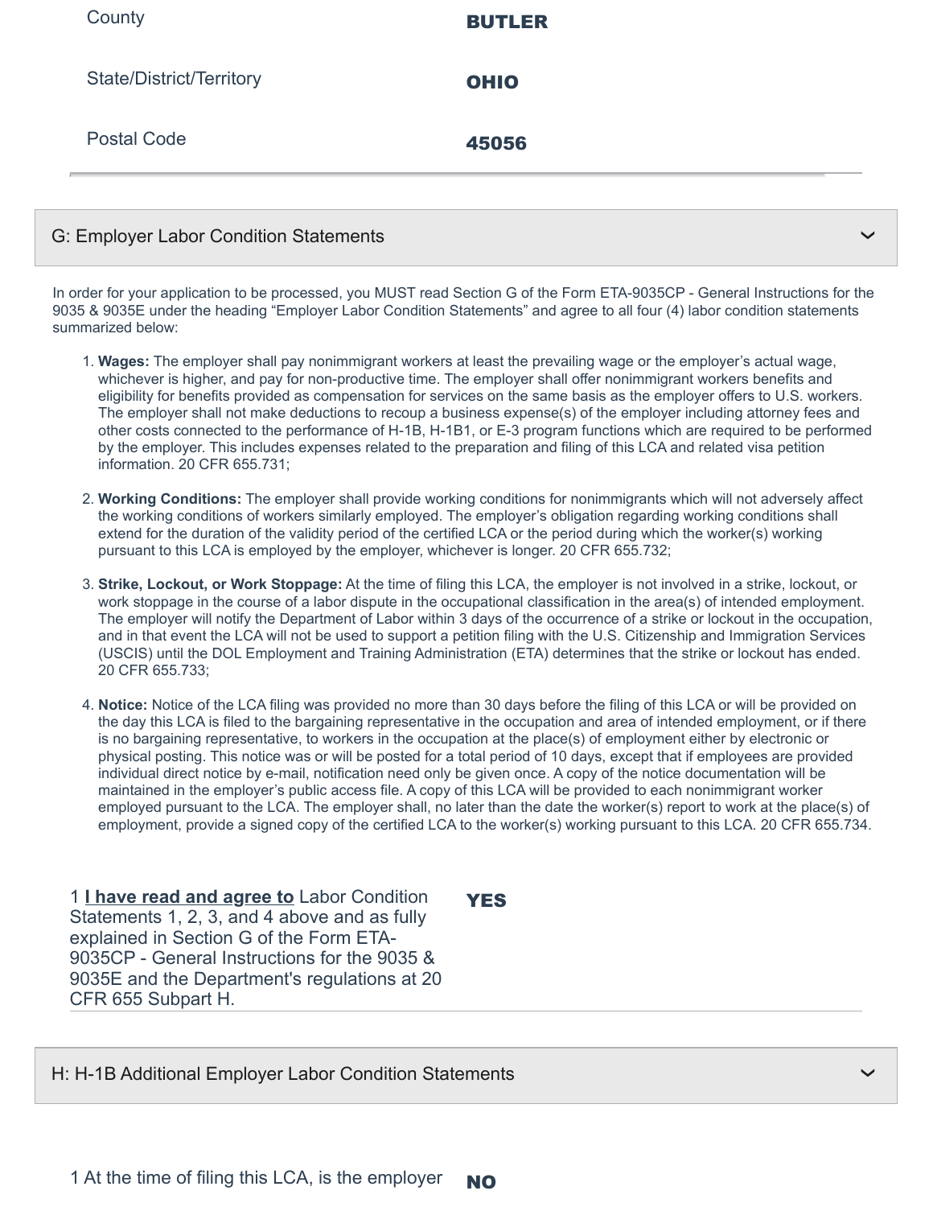| | |
|---|---|
| County | **BUTLER** |
| State/District/Territory | **OHIO** |
| Postal Code | **45056** |

## G: Employer Labor Condition Statements

In order for your application to be processed, you MUST read Section G of the Form ETA-9035CP - General Instructions for the 9035 & 9035E under the heading "Employer Labor Condition Statements" and agree to all four (4) labor condition statements summarized below:

1. **Wages:** The employer shall pay nonimmigrant workers at least the prevailing wage or the employer's actual wage, whichever is higher, and pay for non-productive time. The employer shall offer nonimmigrant workers benefits and eligibility for benefits provided as compensation for services on the same basis as the employer offers to U.S. workers. The employer shall not make deductions to recoup a business expense(s) of the employer including attorney fees and other costs connected to the performance of H-1B, H-1B1, or E-3 program functions which are required to be performed by the employer. This includes expenses related to the preparation and filing of this LCA and related visa petition information. 20 CFR 655.731;

2. **Working Conditions:** The employer shall provide working conditions for nonimmigrants which will not adversely affect the working conditions of workers similarly employed. The employer's obligation regarding working conditions shall extend for the duration of the validity period of the certified LCA or the period during which the worker(s) working pursuant to this LCA is employed by the employer, whichever is longer. 20 CFR 655.732;

3. **Strike, Lockout, or Work Stoppage:** At the time of filing this LCA, the employer is not involved in a strike, lockout, or work stoppage in the course of a labor dispute in the occupational classification in the area(s) of intended employment. The employer will notify the Department of Labor within 3 days of the occurrence of a strike or lockout in the occupation, and in that event the LCA will not be used to support a petition filing with the U.S. Citizenship and Immigration Services (USCIS) until the DOL Employment and Training Administration (ETA) determines that the strike or lockout has ended. 20 CFR 655.733;

4. **Notice:** Notice of the LCA filing was provided no more than 30 days before the filing of this LCA or will be provided on the day this LCA is filed to the bargaining representative in the occupation and area of intended employment, or if there is no bargaining representative, to workers in the occupation at the place(s) of employment either by electronic or physical posting. This notice was or will be posted for a total period of 10 days, except that if employees are provided individual direct notice by e-mail, notification need only be given once. A copy of the notice documentation will be maintained in the employer's public access file. A copy of this LCA will be provided to each nonimmigrant worker employed pursuant to the LCA. The employer shall, no later than the date the worker(s) report to work at the place(s) of employment, provide a signed copy of the certified LCA to the worker(s) working pursuant to this LCA. 20 CFR 655.734.

| | |
|---|---|
| 1 **I have read and agree to** Labor Condition Statements 1, 2, 3, and 4 above and as fully explained in Section G of the Form ETA-9035CP - General Instructions for the 9035 & 9035E and the Department's regulations at 20 CFR 655 Subpart H. | **YES** |

## H: H-1B Additional Employer Labor Condition Statements

| | |
|---|---|
| 1 At the time of filing this LCA, is the employer | **NO** |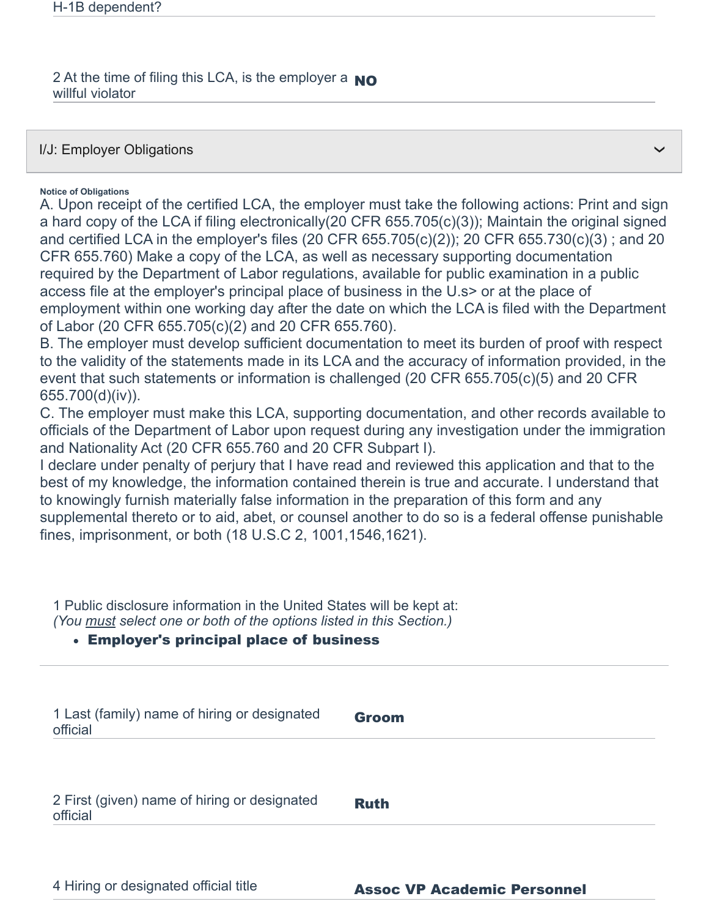H-1B dependent?

2 At the time of filing this LCA, is the employer a willful violator **NO**

## I/J: Employer Obligations

**Notice of Obligations**

A. Upon receipt of the certified LCA, the employer must take the following actions: Print and sign a hard copy of the LCA if filing electronically(20 CFR 655.705(c)(3)); Maintain the original signed and certified LCA in the employer's files (20 CFR 655.705(c)(2)); 20 CFR 655.730(c)(3) ; and 20 CFR 655.760) Make a copy of the LCA, as well as necessary supporting documentation required by the Department of Labor regulations, available for public examination in a public access file at the employer's principal place of business in the U.s> or at the place of employment within one working day after the date on which the LCA is filed with the Department of Labor (20 CFR 655.705(c)(2) and 20 CFR 655.760).

B. The employer must develop sufficient documentation to meet its burden of proof with respect to the validity of the statements made in its LCA and the accuracy of information provided, in the event that such statements or information is challenged (20 CFR 655.705(c)(5) and 20 CFR 655.700(d)(iv)).

C. The employer must make this LCA, supporting documentation, and other records available to officials of the Department of Labor upon request during any investigation under the immigration and Nationality Act (20 CFR 655.760 and 20 CFR Subpart I).

I declare under penalty of perjury that I have read and reviewed this application and that to the best of my knowledge, the information contained therein is true and accurate. I understand that to knowingly furnish materially false information in the preparation of this form and any supplemental thereto or to aid, abet, or counsel another to do so is a federal offense punishable fines, imprisonment, or both (18 U.S.C 2, 1001,1546,1621).

1 Public disclosure information in the United States will be kept at:
*(You must select one or both of the options listed in this Section.)*

- **Employer's principal place of business**

1 Last (family) name of hiring or designated official **Groom**

2 First (given) name of hiring or designated official **Ruth**

4 Hiring or designated official title **Assoc VP Academic Personnel**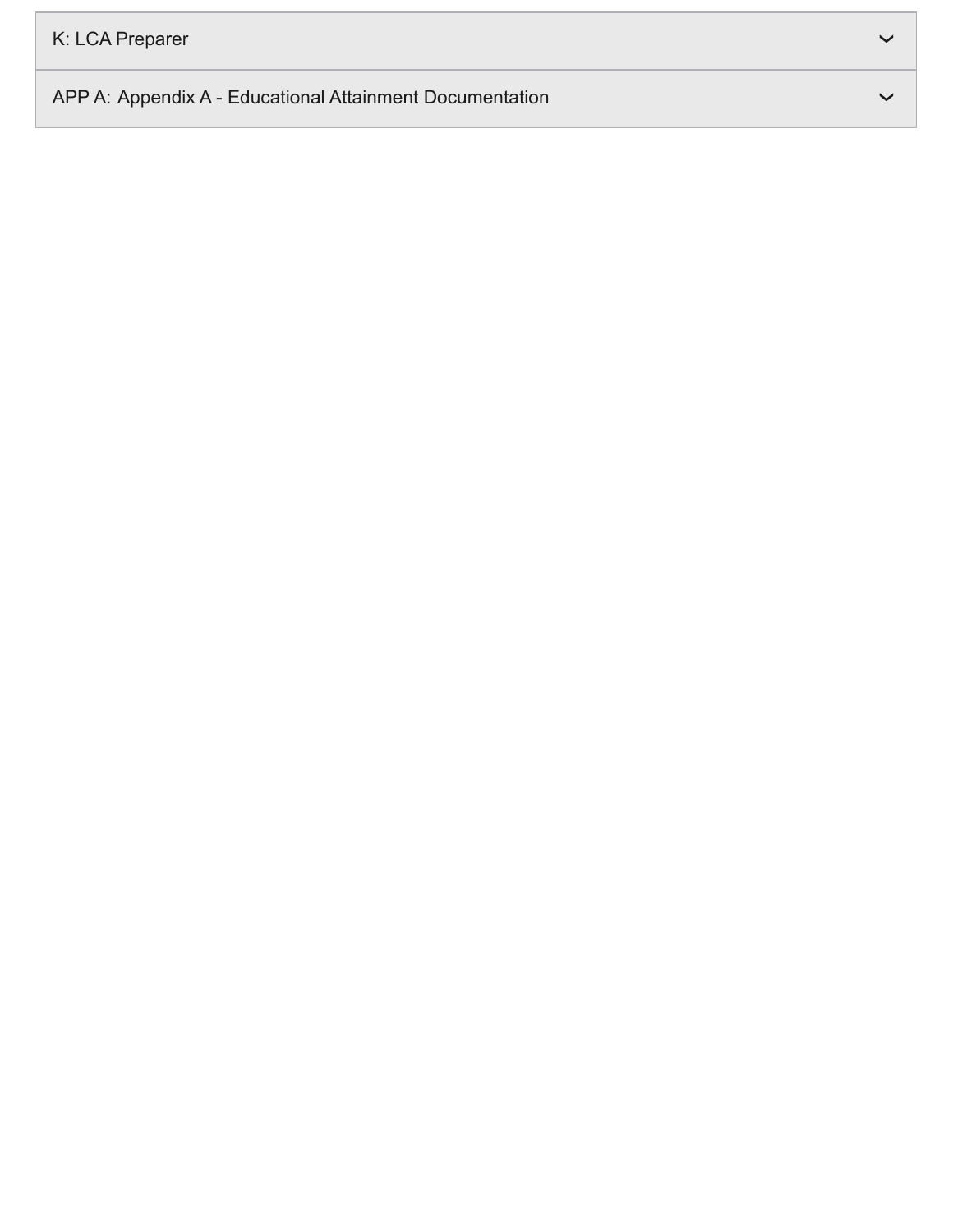K: LCA Preparer

APP A: Appendix A - Educational Attainment Documentation